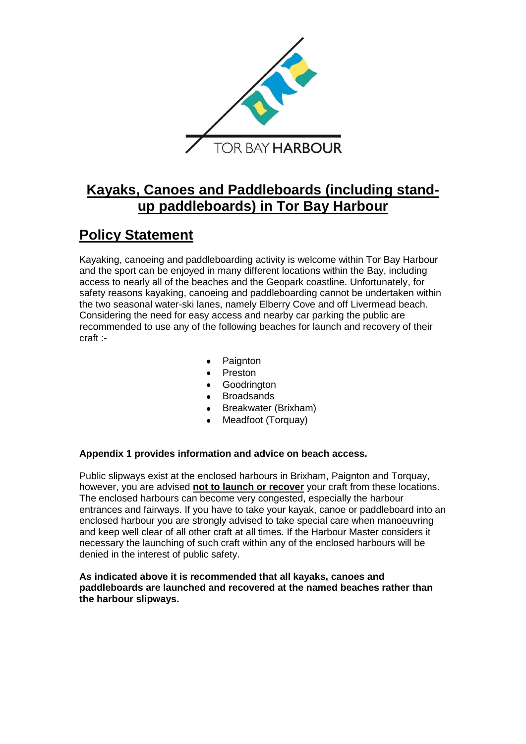TOR BAY HARBOUR

# Kayaks, Canoes and Paddleboards (including stand-up paddleboards) in Tor Bay Harbour

## Policy Statement

Kayaking, canoeing and paddleboarding activity is welcome within Tor Bay Harbour and the sport can be enjoyed in many different locations within the Bay, including access to nearly all of the beaches and the Geopark coastline. Unfortunately, for safety reasons kayaking, canoeing and paddleboarding cannot be undertaken within the two seasonal water-ski lanes, namely Elberry Cove and off Livermead beach. Considering the need for easy access and nearby car parking the public are recommended to use any of the following beaches for launch and recovery of their craft :-

- Paignton
- Preston
- Goodrington
- Broadsands
- Breakwater (Brixham)
- Meadfoot (Torquay)

**Appendix 1 provides information and advice on beach access.**

Public slipways exist at the enclosed harbours in Brixham, Paignton and Torquay, however, you are advised **not to launch or recover** your craft from these locations. The enclosed harbours can become very congested, especially the harbour entrances and fairways. If you have to take your kayak, canoe or paddleboard into an enclosed harbour you are strongly advised to take special care when manoeuvring and keep well clear of all other craft at all times. If the Harbour Master considers it necessary the launching of such craft within any of the enclosed harbours will be denied in the interest of public safety.

**As indicated above it is recommended that all kayaks, canoes and paddleboards are launched and recovered at the named beaches rather than the harbour slipways.**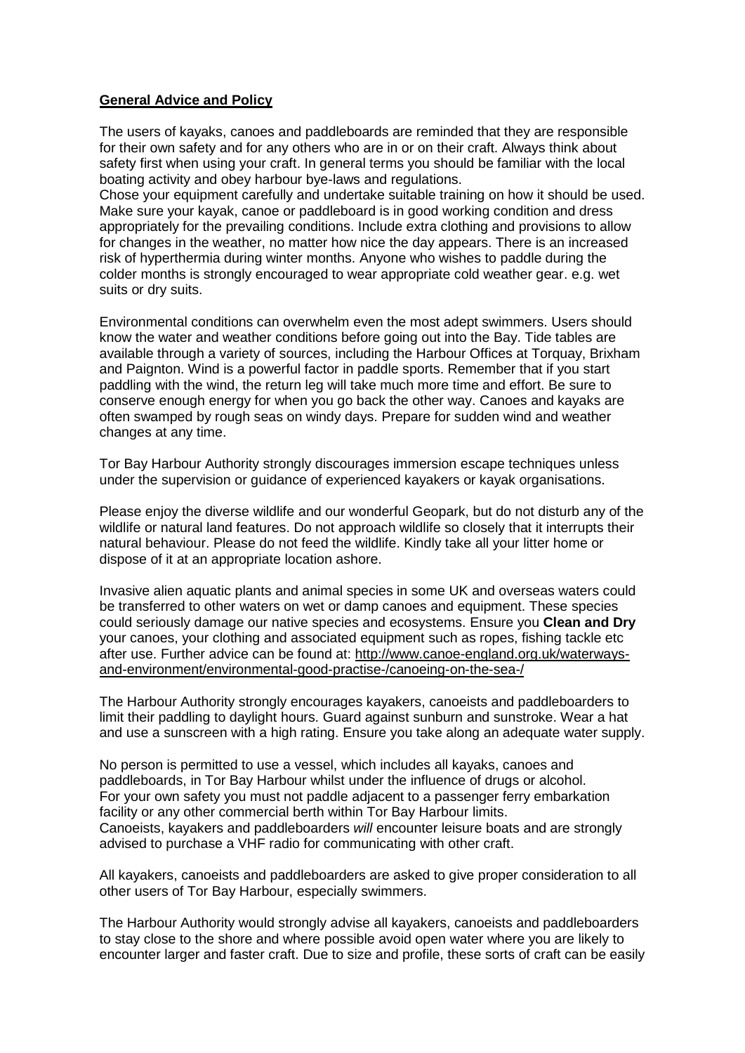**General Advice and Policy**

The users of kayaks, canoes and paddleboards are reminded that they are responsible for their own safety and for any others who are in or on their craft. Always think about safety first when using your craft. In general terms you should be familiar with the local boating activity and obey harbour bye-laws and regulations.
Chose your equipment carefully and undertake suitable training on how it should be used. Make sure your kayak, canoe or paddleboard is in good working condition and dress appropriately for the prevailing conditions. Include extra clothing and provisions to allow for changes in the weather, no matter how nice the day appears. There is an increased risk of hyperthermia during winter months. Anyone who wishes to paddle during the colder months is strongly encouraged to wear appropriate cold weather gear. e.g. wet suits or dry suits.

Environmental conditions can overwhelm even the most adept swimmers. Users should know the water and weather conditions before going out into the Bay. Tide tables are available through a variety of sources, including the Harbour Offices at Torquay, Brixham and Paignton. Wind is a powerful factor in paddle sports. Remember that if you start paddling with the wind, the return leg will take much more time and effort. Be sure to conserve enough energy for when you go back the other way. Canoes and kayaks are often swamped by rough seas on windy days. Prepare for sudden wind and weather changes at any time.

Tor Bay Harbour Authority strongly discourages immersion escape techniques unless under the supervision or guidance of experienced kayakers or kayak organisations.

Please enjoy the diverse wildlife and our wonderful Geopark, but do not disturb any of the wildlife or natural land features. Do not approach wildlife so closely that it interrupts their natural behaviour. Please do not feed the wildlife. Kindly take all your litter home or dispose of it at an appropriate location ashore.

Invasive alien aquatic plants and animal species in some UK and overseas waters could be transferred to other waters on wet or damp canoes and equipment. These species could seriously damage our native species and ecosystems. Ensure you **Clean and Dry** your canoes, your clothing and associated equipment such as ropes, fishing tackle etc after use. Further advice can be found at: http://www.canoe-england.org.uk/waterways-and-environment/environmental-good-practise-/canoeing-on-the-sea-/

The Harbour Authority strongly encourages kayakers, canoeists and paddleboarders to limit their paddling to daylight hours. Guard against sunburn and sunstroke. Wear a hat and use a sunscreen with a high rating. Ensure you take along an adequate water supply.

No person is permitted to use a vessel, which includes all kayaks, canoes and paddleboards, in Tor Bay Harbour whilst under the influence of drugs or alcohol.
For your own safety you must not paddle adjacent to a passenger ferry embarkation facility or any other commercial berth within Tor Bay Harbour limits.
Canoeists, kayakers and paddleboarders *will* encounter leisure boats and are strongly advised to purchase a VHF radio for communicating with other craft.

All kayakers, canoeists and paddleboarders are asked to give proper consideration to all other users of Tor Bay Harbour, especially swimmers.

The Harbour Authority would strongly advise all kayakers, canoeists and paddleboarders to stay close to the shore and where possible avoid open water where you are likely to encounter larger and faster craft. Due to size and profile, these sorts of craft can be easily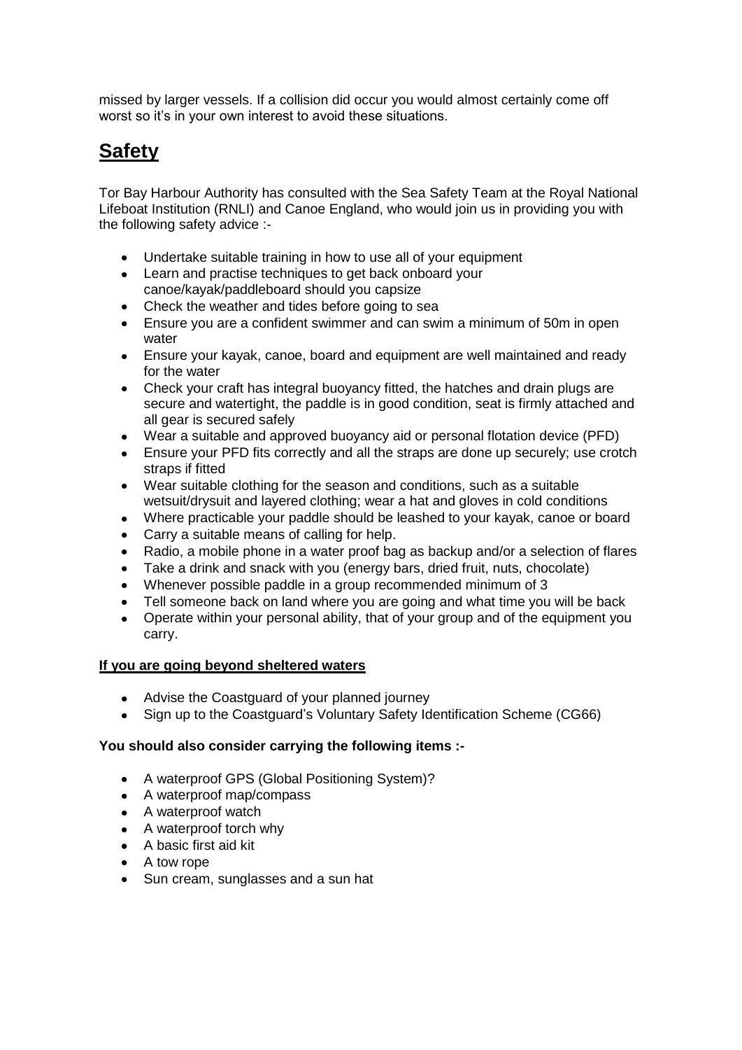missed by larger vessels. If a collision did occur you would almost certainly come off worst so it's in your own interest to avoid these situations.

## Safety

Tor Bay Harbour Authority has consulted with the Sea Safety Team at the Royal National Lifeboat Institution (RNLI) and Canoe England, who would join us in providing you with the following safety advice :-

- Undertake suitable training in how to use all of your equipment
- Learn and practise techniques to get back onboard your canoe/kayak/paddleboard should you capsize
- Check the weather and tides before going to sea
- Ensure you are a confident swimmer and can swim a minimum of 50m in open water
- Ensure your kayak, canoe, board and equipment are well maintained and ready for the water
- Check your craft has integral buoyancy fitted, the hatches and drain plugs are secure and watertight, the paddle is in good condition, seat is firmly attached and all gear is secured safely
- Wear a suitable and approved buoyancy aid or personal flotation device (PFD)
- Ensure your PFD fits correctly and all the straps are done up securely; use crotch straps if fitted
- Wear suitable clothing for the season and conditions, such as a suitable wetsuit/drysuit and layered clothing; wear a hat and gloves in cold conditions
- Where practicable your paddle should be leashed to your kayak, canoe or board
- Carry a suitable means of calling for help.
- Radio, a mobile phone in a water proof bag as backup and/or a selection of flares
- Take a drink and snack with you (energy bars, dried fruit, nuts, chocolate)
- Whenever possible paddle in a group recommended minimum of 3
- Tell someone back on land where you are going and what time you will be back
- Operate within your personal ability, that of your group and of the equipment you carry.

**If you are going beyond sheltered waters**

- Advise the Coastguard of your planned journey
- Sign up to the Coastguard's Voluntary Safety Identification Scheme (CG66)

**You should also consider carrying the following items :-**

- A waterproof GPS (Global Positioning System)?
- A waterproof map/compass
- A waterproof watch
- A waterproof torch why
- A basic first aid kit
- A tow rope
- Sun cream, sunglasses and a sun hat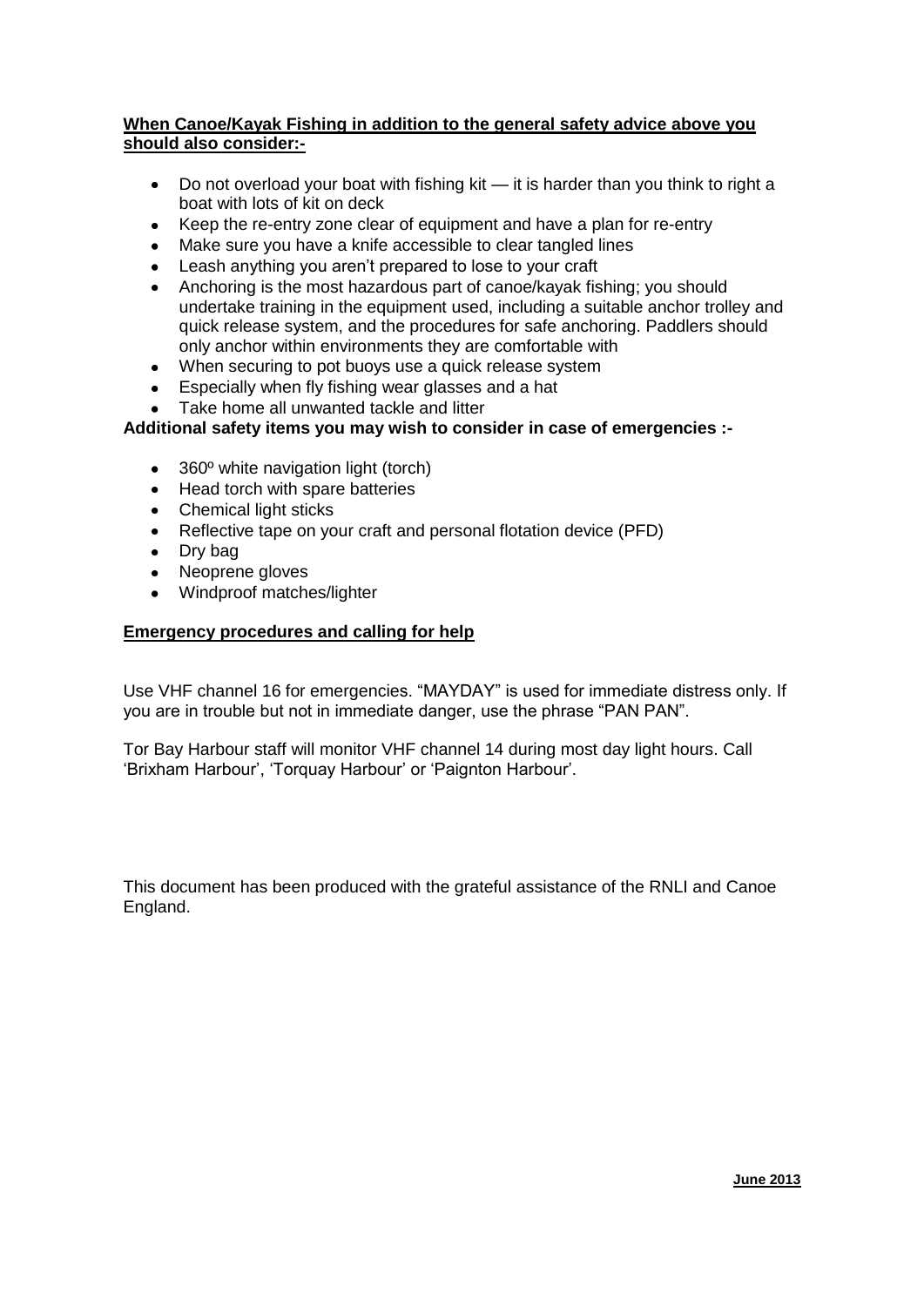**When Canoe/Kayak Fishing in addition to the general safety advice above you should also consider:-**

- Do not overload your boat with fishing kit — it is harder than you think to right a boat with lots of kit on deck
- Keep the re-entry zone clear of equipment and have a plan for re-entry
- Make sure you have a knife accessible to clear tangled lines
- Leash anything you aren't prepared to lose to your craft
- Anchoring is the most hazardous part of canoe/kayak fishing; you should undertake training in the equipment used, including a suitable anchor trolley and quick release system, and the procedures for safe anchoring. Paddlers should only anchor within environments they are comfortable with
- When securing to pot buoys use a quick release system
- Especially when fly fishing wear glasses and a hat
- Take home all unwanted tackle and litter

**Additional safety items you may wish to consider in case of emergencies :-**

- 360º white navigation light (torch)
- Head torch with spare batteries
- Chemical light sticks
- Reflective tape on your craft and personal flotation device (PFD)
- Dry bag
- Neoprene gloves
- Windproof matches/lighter

**Emergency procedures and calling for help**

Use VHF channel 16 for emergencies. "MAYDAY" is used for immediate distress only. If you are in trouble but not in immediate danger, use the phrase "PAN PAN".

Tor Bay Harbour staff will monitor VHF channel 14 during most day light hours. Call 'Brixham Harbour', 'Torquay Harbour' or 'Paignton Harbour'.

This document has been produced with the grateful assistance of the RNLI and Canoe England.

**June 2013**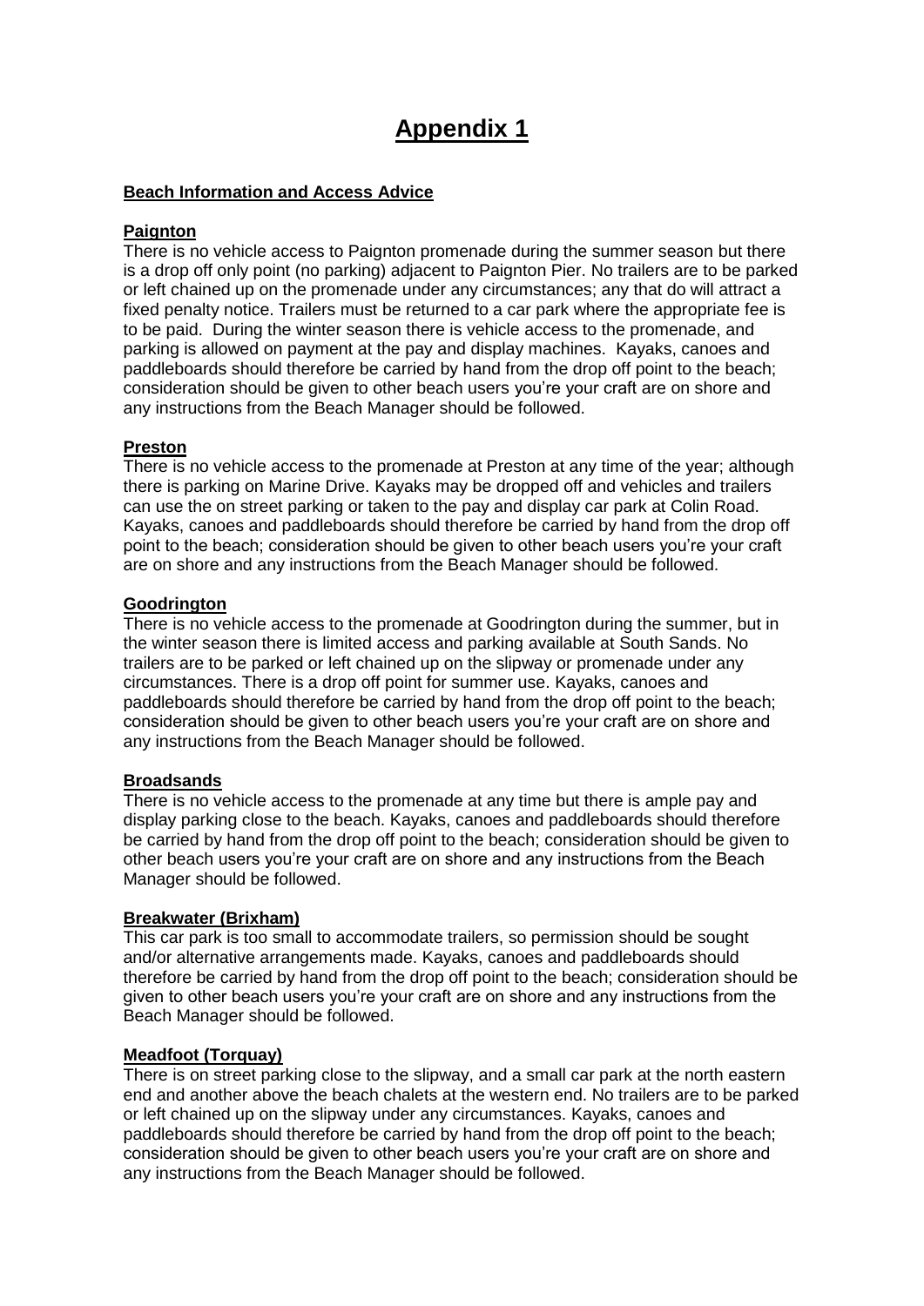# Appendix 1

**Beach Information and Access Advice**

**Paignton**

There is no vehicle access to Paignton promenade during the summer season but there is a drop off only point (no parking) adjacent to Paignton Pier. No trailers are to be parked or left chained up on the promenade under any circumstances; any that do will attract a fixed penalty notice. Trailers must be returned to a car park where the appropriate fee is to be paid. During the winter season there is vehicle access to the promenade, and parking is allowed on payment at the pay and display machines. Kayaks, canoes and paddleboards should therefore be carried by hand from the drop off point to the beach; consideration should be given to other beach users you're your craft are on shore and any instructions from the Beach Manager should be followed.

**Preston**

There is no vehicle access to the promenade at Preston at any time of the year; although there is parking on Marine Drive. Kayaks may be dropped off and vehicles and trailers can use the on street parking or taken to the pay and display car park at Colin Road. Kayaks, canoes and paddleboards should therefore be carried by hand from the drop off point to the beach; consideration should be given to other beach users you're your craft are on shore and any instructions from the Beach Manager should be followed.

**Goodrington**

There is no vehicle access to the promenade at Goodrington during the summer, but in the winter season there is limited access and parking available at South Sands. No trailers are to be parked or left chained up on the slipway or promenade under any circumstances. There is a drop off point for summer use. Kayaks, canoes and paddleboards should therefore be carried by hand from the drop off point to the beach; consideration should be given to other beach users you're your craft are on shore and any instructions from the Beach Manager should be followed.

**Broadsands**

There is no vehicle access to the promenade at any time but there is ample pay and display parking close to the beach. Kayaks, canoes and paddleboards should therefore be carried by hand from the drop off point to the beach; consideration should be given to other beach users you're your craft are on shore and any instructions from the Beach Manager should be followed.

**Breakwater (Brixham)**

This car park is too small to accommodate trailers, so permission should be sought and/or alternative arrangements made. Kayaks, canoes and paddleboards should therefore be carried by hand from the drop off point to the beach; consideration should be given to other beach users you're your craft are on shore and any instructions from the Beach Manager should be followed.

**Meadfoot (Torquay)**

There is on street parking close to the slipway, and a small car park at the north eastern end and another above the beach chalets at the western end. No trailers are to be parked or left chained up on the slipway under any circumstances. Kayaks, canoes and paddleboards should therefore be carried by hand from the drop off point to the beach; consideration should be given to other beach users you're your craft are on shore and any instructions from the Beach Manager should be followed.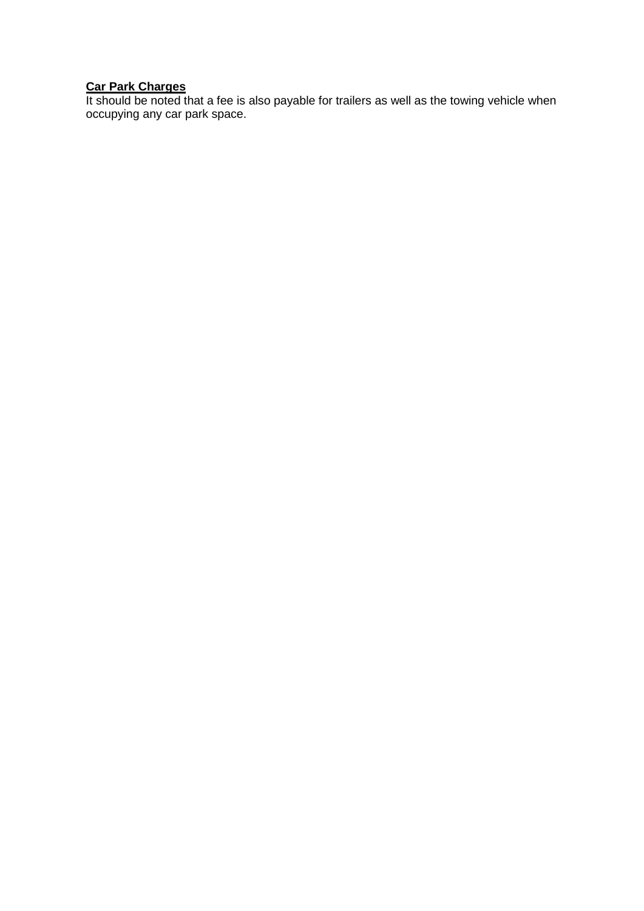**<u>Car Park Charges</u>**

It should be noted that a fee is also payable for trailers as well as the towing vehicle when occupying any car park space.